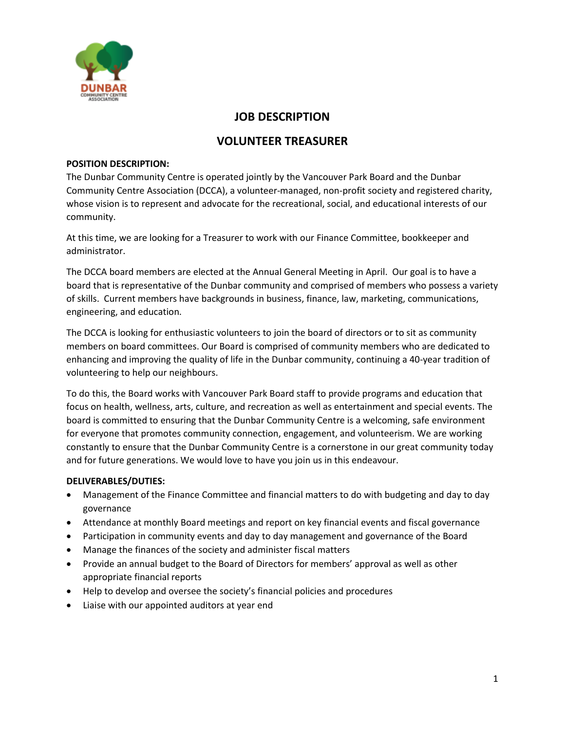# JOB DESCRIPTION

# VOLUNTEER TREASURER

**POSITION DESCRIPTION:**

The Dunbar Community Centre is operated jointly by the Vancouver Park Board and the Dunbar Community Centre Association (DCCA), a volunteer-managed, non-profit society and registered charity, whose vision is to represent and advocate for the recreational, social, and educational interests of our community.

At this time, we are looking for a Treasurer to work with our Finance Committee, bookkeeper and administrator.

The DCCA board members are elected at the Annual General Meeting in April. Our goal is to have a board that is representative of the Dunbar community and comprised of members who possess a variety of skills. Current members have backgrounds in business, finance, law, marketing, communications, engineering, and education.

The DCCA is looking for enthusiastic volunteers to join the board of directors or to sit as community members on board committees. Our Board is comprised of community members who are dedicated to enhancing and improving the quality of life in the Dunbar community, continuing a 40-year tradition of volunteering to help our neighbours.

To do this, the Board works with Vancouver Park Board staff to provide programs and education that focus on health, wellness, arts, culture, and recreation as well as entertainment and special events. The board is committed to ensuring that the Dunbar Community Centre is a welcoming, safe environment for everyone that promotes community connection, engagement, and volunteerism. We are working constantly to ensure that the Dunbar Community Centre is a cornerstone in our great community today and for future generations. We would love to have you join us in this endeavour.

**DELIVERABLES/DUTIES:**

- Management of the Finance Committee and financial matters to do with budgeting and day to day governance
- Attendance at monthly Board meetings and report on key financial events and fiscal governance
- Participation in community events and day to day management and governance of the Board
- Manage the finances of the society and administer fiscal matters
- Provide an annual budget to the Board of Directors for members' approval as well as other appropriate financial reports
- Help to develop and oversee the society's financial policies and procedures
- Liaise with our appointed auditors at year end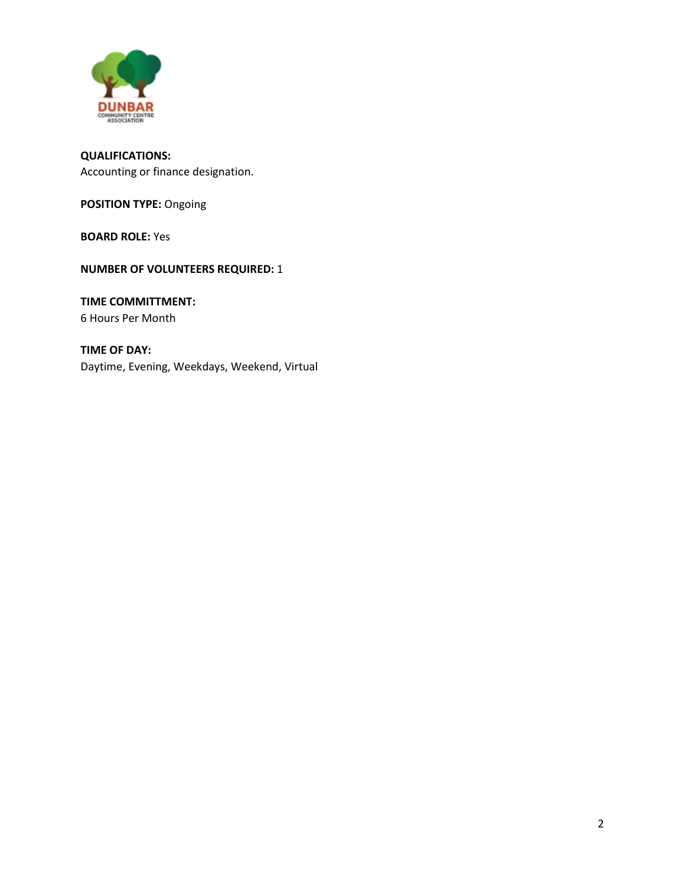**QUALIFICATIONS:**
Accounting or finance designation.

**POSITION TYPE:** Ongoing

**BOARD ROLE:** Yes

**NUMBER OF VOLUNTEERS REQUIRED:** 1

**TIME COMMITTMENT:**
6 Hours Per Month

**TIME OF DAY:**
Daytime, Evening, Weekdays, Weekend, Virtual